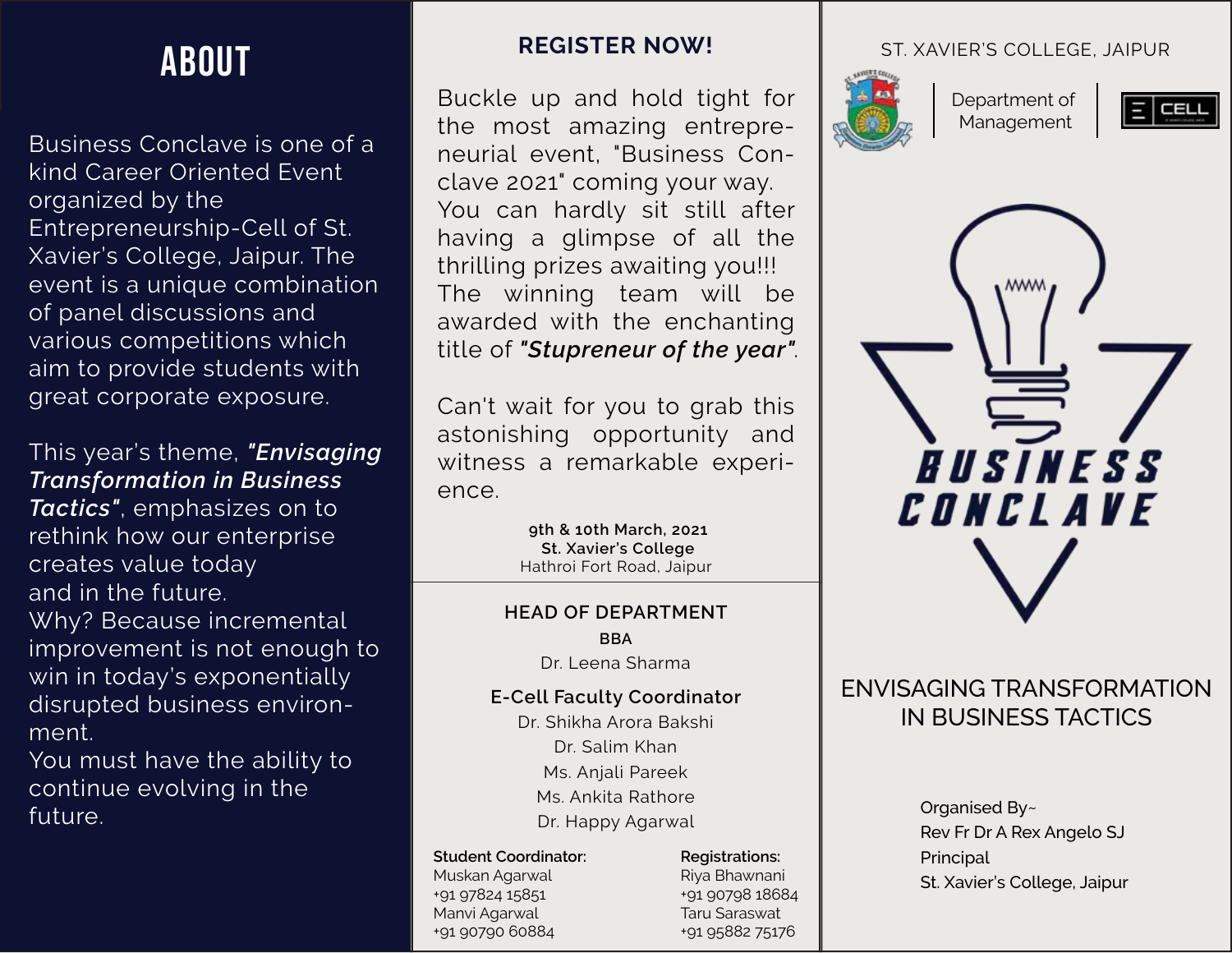# ABOUT

Business Conclave is one of a kind Career Oriented Event organized by the Entrepreneurship-Cell of St. Xavier's College, Jaipur. The event is a unique combination of panel discussions and various competitions which aim to provide students with great corporate exposure.

This year's theme, ***"Envisaging Transformation in Business Tactics"***, emphasizes on to rethink how our enterprise creates value today and in the future.
Why? Because incremental improvement is not enough to win in today's exponentially disrupted business environment.
You must have the ability to continue evolving in the future.

## REGISTER NOW!

Buckle up and hold tight for the most amazing entrepreneurial event, "Business Conclave 2021" coming your way.
You can hardly sit still after having a glimpse of all the thrilling prizes awaiting you!!!
The winning team will be awarded with the enchanting title of ***"Stupreneur of the year"***.

Can't wait for you to grab this astonishing opportunity and witness a remarkable experience.

**9th & 10th March, 2021**
**St. Xavier's College**
Hathroi Fort Road, Jaipur

**HEAD OF DEPARTMENT**
**BBA**
Dr. Leena Sharma

**E-Cell Faculty Coordinator**
Dr. Shikha Arora Bakshi
Dr. Salim Khan
Ms. Anjali Pareek
Ms. Ankita Rathore
Dr. Happy Agarwal

**Student Coordinator:**
Muskan Agarwal
+91 97824 15851
Manvi Agarwal
+91 90790 60884

**Registrations:**
Riya Bhawnani
+91 90798 18684
Taru Saraswat
+91 95882 75176

ST. XAVIER'S COLLEGE, JAIPUR

Department of Management

E CELL

# BUSINESS CONCLAVE

ENVISAGING TRANSFORMATION IN BUSINESS TACTICS

Organised By~
Rev Fr Dr A Rex Angelo SJ
Principal
St. Xavier's College, Jaipur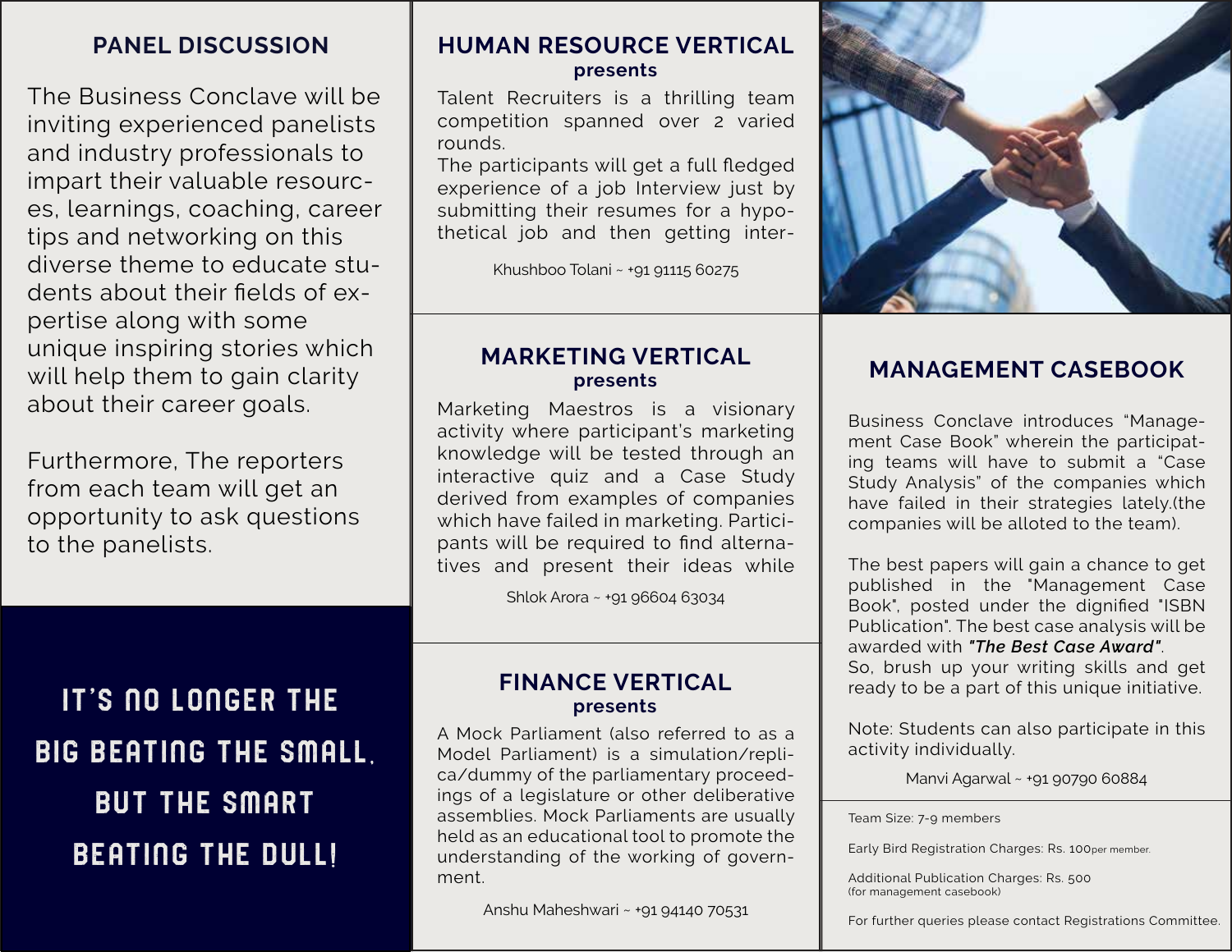## PANEL DISCUSSION

The Business Conclave will be inviting experienced panelists and industry professionals to impart their valuable resources, learnings, coaching, career tips and networking on this diverse theme to educate students about their fields of expertise along with some unique inspiring stories which will help them to gain clarity about their career goals.

Furthermore, The reporters from each team will get an opportunity to ask questions to the panelists.

IT'S NO LONGER THE BIG BEATING THE SMALL, BUT THE SMART BEATING THE DULL!

## HUMAN RESOURCE VERTICAL

**presents**

Talent Recruiters is a thrilling team competition spanned over 2 varied rounds.
The participants will get a full fledged experience of a job Interview just by submitting their resumes for a hypothetical job and then getting inter-

Khushboo Tolani ~ +91 91115 60275

## MARKETING VERTICAL

**presents**

Marketing Maestros is a visionary activity where participant's marketing knowledge will be tested through an interactive quiz and a Case Study derived from examples of companies which have failed in marketing. Participants will be required to find alternatives and present their ideas while

Shlok Arora ~ +91 96604 63034

## FINANCE VERTICAL

**presents**

A Mock Parliament (also referred to as a Model Parliament) is a simulation/replica/dummy of the parliamentary proceedings of a legislature or other deliberative assemblies. Mock Parliaments are usually held as an educational tool to promote the understanding of the working of government.

Anshu Maheshwari ~ +91 94140 70531

## MANAGEMENT CASEBOOK

Business Conclave introduces "Management Case Book" wherein the participating teams will have to submit a "Case Study Analysis" of the companies which have failed in their strategies lately.(the companies will be alloted to the team).

The best papers will gain a chance to get published in the "Management Case Book", posted under the dignified "ISBN Publication". The best case analysis will be awarded with ***"The Best Case Award"***.
So, brush up your writing skills and get ready to be a part of this unique initiative.

Note: Students can also participate in this activity individually.

Manvi Agarwal ~ +91 90790 60884

Team Size: 7-9 members

Early Bird Registration Charges: Rs. 100per member.

Additional Publication Charges: Rs. 500
(for management casebook)

For further queries please contact Registrations Committee.